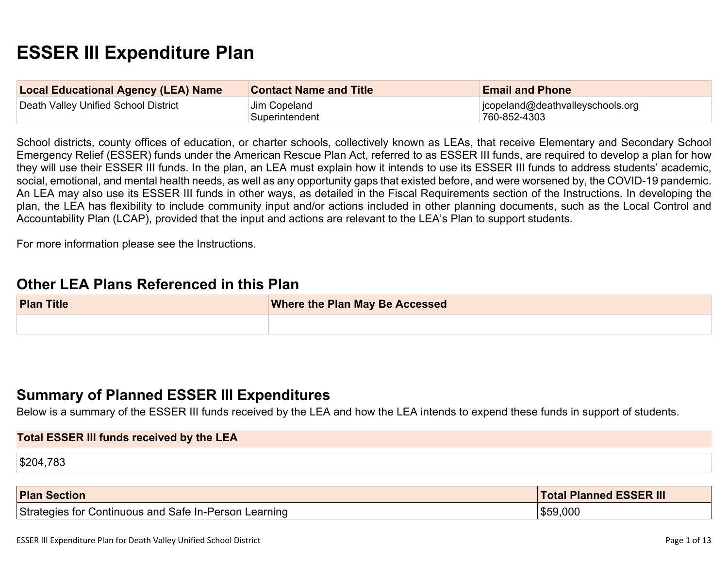# ESSER III Expenditure Plan

| Local Educational Agency (LEA) Name | Contact Name and Title | Email and Phone |
| --- | --- | --- |
| Death Valley Unified School District | Jim Copeland<br>Superintendent | jcopeland@deathvalleyschools.org<br>760-852-4303 |

School districts, county offices of education, or charter schools, collectively known as LEAs, that receive Elementary and Secondary School Emergency Relief (ESSER) funds under the American Rescue Plan Act, referred to as ESSER III funds, are required to develop a plan for how they will use their ESSER III funds. In the plan, an LEA must explain how it intends to use its ESSER III funds to address students' academic, social, emotional, and mental health needs, as well as any opportunity gaps that existed before, and were worsened by, the COVID-19 pandemic. An LEA may also use its ESSER III funds in other ways, as detailed in the Fiscal Requirements section of the Instructions. In developing the plan, the LEA has flexibility to include community input and/or actions included in other planning documents, such as the Local Control and Accountability Plan (LCAP), provided that the input and actions are relevant to the LEA's Plan to support students.

For more information please see the Instructions.

## Other LEA Plans Referenced in this Plan

| Plan Title | Where the Plan May Be Accessed |
| --- | --- |
| | |

## Summary of Planned ESSER III Expenditures

Below is a summary of the ESSER III funds received by the LEA and how the LEA intends to expend these funds in support of students.

| Total ESSER III funds received by the LEA |
| --- |
| $204,783 |

| Plan Section | Total Planned ESSER III |
| --- | --- |
| Strategies for Continuous and Safe In-Person Learning | $59,000 |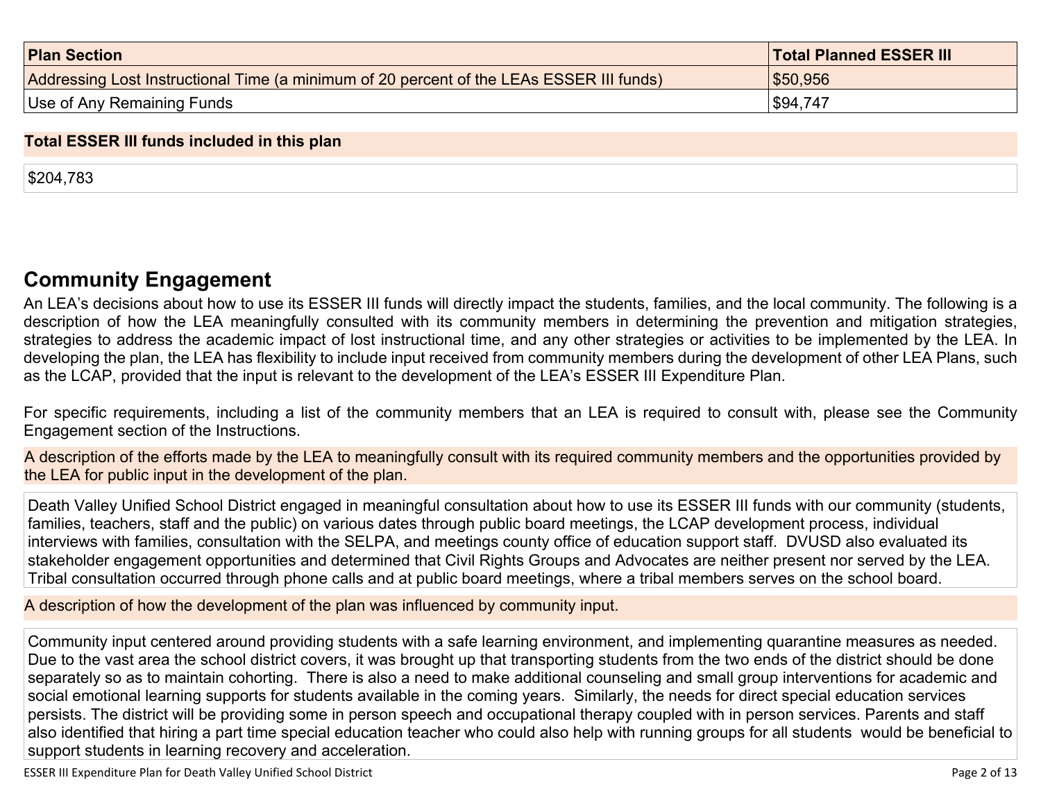| Plan Section | Total Planned ESSER III |
|---|---|
| Addressing Lost Instructional Time (a minimum of 20 percent of the LEAs ESSER III funds) | $50,956 |
| Use of Any Remaining Funds | $94,747 |

**Total ESSER III funds included in this plan**

$204,783

## Community Engagement

An LEA's decisions about how to use its ESSER III funds will directly impact the students, families, and the local community. The following is a description of how the LEA meaningfully consulted with its community members in determining the prevention and mitigation strategies, strategies to address the academic impact of lost instructional time, and any other strategies or activities to be implemented by the LEA. In developing the plan, the LEA has flexibility to include input received from community members during the development of other LEA Plans, such as the LCAP, provided that the input is relevant to the development of the LEA's ESSER III Expenditure Plan.

For specific requirements, including a list of the community members that an LEA is required to consult with, please see the Community Engagement section of the Instructions.

**A description of the efforts made by the LEA to meaningfully consult with its required community members and the opportunities provided by the LEA for public input in the development of the plan.**

Death Valley Unified School District engaged in meaningful consultation about how to use its ESSER III funds with our community (students, families, teachers, staff and the public) on various dates through public board meetings, the LCAP development process, individual interviews with families, consultation with the SELPA, and meetings county office of education support staff. DVUSD also evaluated its stakeholder engagement opportunities and determined that Civil Rights Groups and Advocates are neither present nor served by the LEA. Tribal consultation occurred through phone calls and at public board meetings, where a tribal members serves on the school board.

**A description of how the development of the plan was influenced by community input.**

Community input centered around providing students with a safe learning environment, and implementing quarantine measures as needed. Due to the vast area the school district covers, it was brought up that transporting students from the two ends of the district should be done separately so as to maintain cohorting. There is also a need to make additional counseling and small group interventions for academic and social emotional learning supports for students available in the coming years. Similarly, the needs for direct special education services persists. The district will be providing some in person speech and occupational therapy coupled with in person services. Parents and staff also identified that hiring a part time special education teacher who could also help with running groups for all students would be beneficial to support students in learning recovery and acceleration.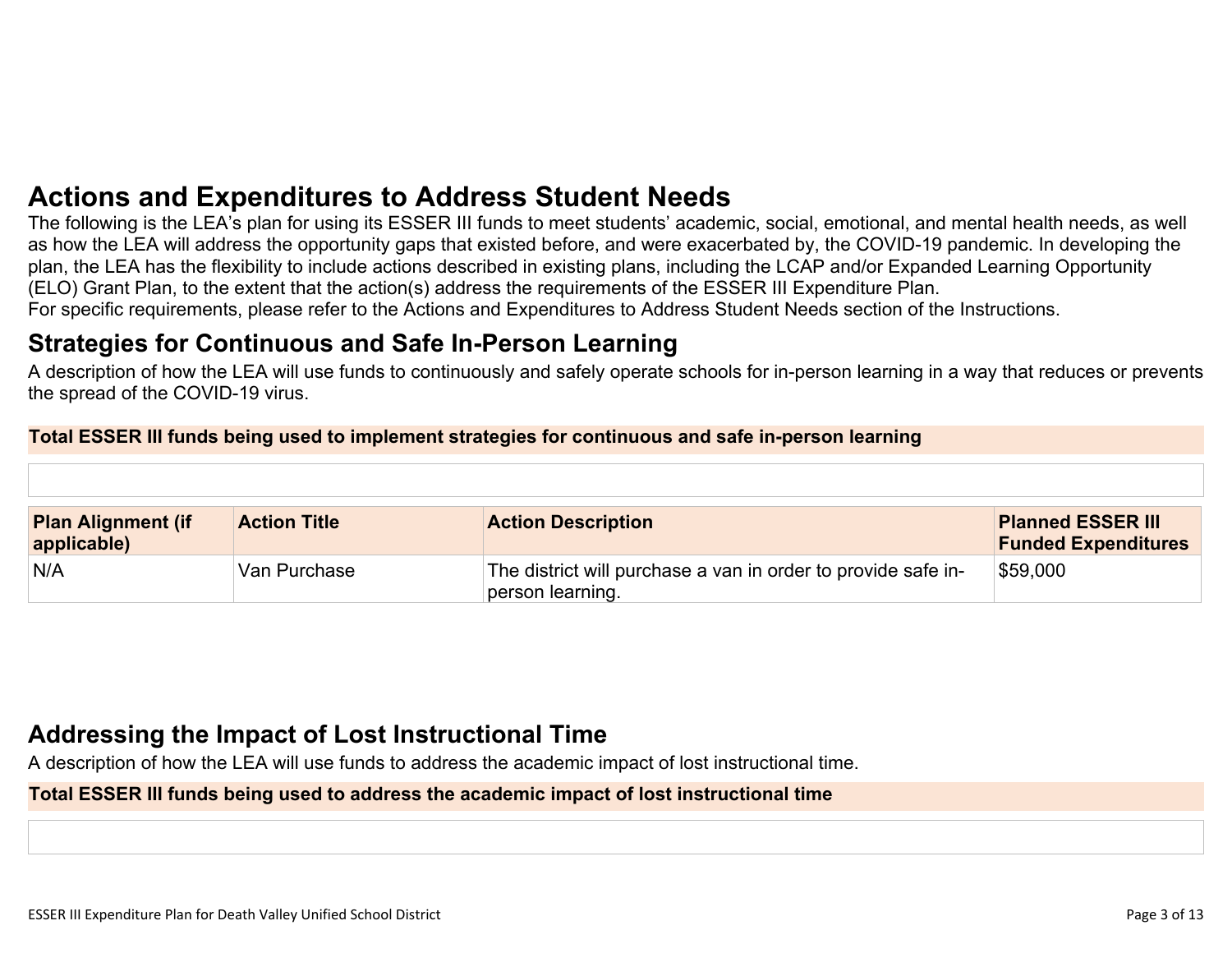# Actions and Expenditures to Address Student Needs

The following is the LEA's plan for using its ESSER III funds to meet students' academic, social, emotional, and mental health needs, as well as how the LEA will address the opportunity gaps that existed before, and were exacerbated by, the COVID-19 pandemic. In developing the plan, the LEA has the flexibility to include actions described in existing plans, including the LCAP and/or Expanded Learning Opportunity (ELO) Grant Plan, to the extent that the action(s) address the requirements of the ESSER III Expenditure Plan.
For specific requirements, please refer to the Actions and Expenditures to Address Student Needs section of the Instructions.

## Strategies for Continuous and Safe In-Person Learning

A description of how the LEA will use funds to continuously and safely operate schools for in-person learning in a way that reduces or prevents the spread of the COVID-19 virus.

**Total ESSER III funds being used to implement strategies for continuous and safe in-person learning**

| Plan Alignment (if applicable) | Action Title | Action Description | Planned ESSER III Funded Expenditures |
|---|---|---|---|
| N/A | Van Purchase | The district will purchase a van in order to provide safe in-person learning. | $59,000 |

## Addressing the Impact of Lost Instructional Time

A description of how the LEA will use funds to address the academic impact of lost instructional time.

**Total ESSER III funds being used to address the academic impact of lost instructional time**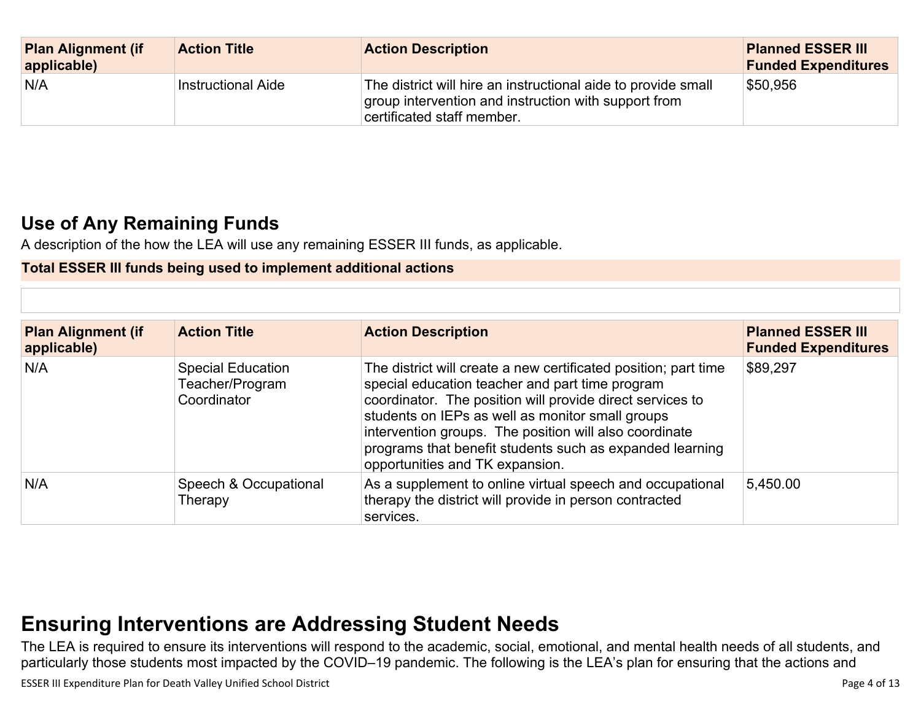| Plan Alignment (if applicable) | Action Title | Action Description | Planned ESSER III Funded Expenditures |
| --- | --- | --- | --- |
| N/A | Instructional Aide | The district will hire an instructional aide to provide small group intervention and instruction with support from certificated staff member. | $50,956 |

## Use of Any Remaining Funds

A description of the how the LEA will use any remaining ESSER III funds, as applicable.

**Total ESSER III funds being used to implement additional actions**

| Plan Alignment (if applicable) | Action Title | Action Description | Planned ESSER III Funded Expenditures |
| --- | --- | --- | --- |
| N/A | Special Education Teacher/Program Coordinator | The district will create a new certificated position; part time special education teacher and part time program coordinator. The position will provide direct services to students on IEPs as well as monitor small groups intervention groups. The position will also coordinate programs that benefit students such as expanded learning opportunities and TK expansion. | $89,297 |
| N/A | Speech & Occupational Therapy | As a supplement to online virtual speech and occupational therapy the district will provide in person contracted services. | 5,450.00 |

# Ensuring Interventions are Addressing Student Needs

The LEA is required to ensure its interventions will respond to the academic, social, emotional, and mental health needs of all students, and particularly those students most impacted by the COVID–19 pandemic. The following is the LEA's plan for ensuring that the actions and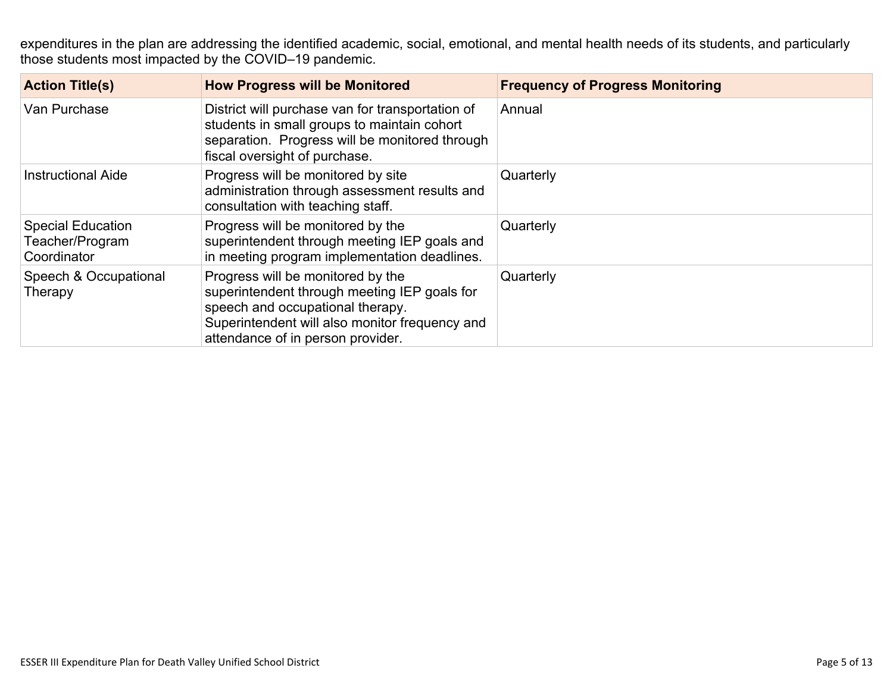expenditures in the plan are addressing the identified academic, social, emotional, and mental health needs of its students, and particularly those students most impacted by the COVID–19 pandemic.

| Action Title(s) | How Progress will be Monitored | Frequency of Progress Monitoring |
| --- | --- | --- |
| Van Purchase | District will purchase van for transportation of students in small groups to maintain cohort separation. Progress will be monitored through fiscal oversight of purchase. | Annual |
| Instructional Aide | Progress will be monitored by site administration through assessment results and consultation with teaching staff. | Quarterly |
| Special Education Teacher/Program Coordinator | Progress will be monitored by the superintendent through meeting IEP goals and in meeting program implementation deadlines. | Quarterly |
| Speech & Occupational Therapy | Progress will be monitored by the superintendent through meeting IEP goals for speech and occupational therapy. Superintendent will also monitor frequency and attendance of in person provider. | Quarterly |